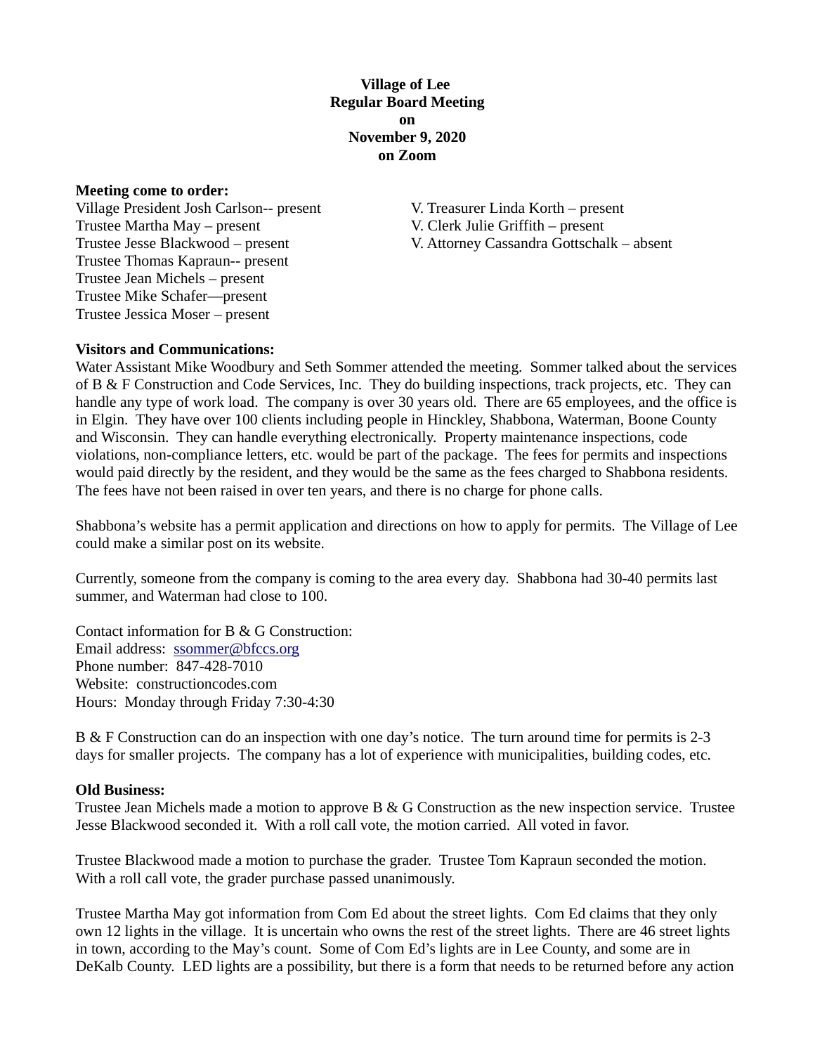**Village of Lee**
**Regular Board Meeting**
**on**
**November 9, 2020**
**on Zoom**

**Meeting come to order:**

Village President Josh Carlson-- present
Trustee Martha May – present
Trustee Jesse Blackwood – present
Trustee Thomas Kapraun-- present
Trustee Jean Michels – present
Trustee Mike Schafer—present
Trustee Jessica Moser – present

V. Treasurer Linda Korth – present
V. Clerk Julie Griffith – present
V. Attorney Cassandra Gottschalk – absent

**Visitors and Communications:**

Water Assistant Mike Woodbury and Seth Sommer attended the meeting. Sommer talked about the services of B & F Construction and Code Services, Inc. They do building inspections, track projects, etc. They can handle any type of work load. The company is over 30 years old. There are 65 employees, and the office is in Elgin. They have over 100 clients including people in Hinckley, Shabbona, Waterman, Boone County and Wisconsin. They can handle everything electronically. Property maintenance inspections, code violations, non-compliance letters, etc. would be part of the package. The fees for permits and inspections would paid directly by the resident, and they would be the same as the fees charged to Shabbona residents. The fees have not been raised in over ten years, and there is no charge for phone calls.

Shabbona's website has a permit application and directions on how to apply for permits. The Village of Lee could make a similar post on its website.

Currently, someone from the company is coming to the area every day. Shabbona had 30-40 permits last summer, and Waterman had close to 100.

Contact information for B & G Construction:
Email address: ssommer@bfccs.org
Phone number: 847-428-7010
Website: constructioncodes.com
Hours: Monday through Friday 7:30-4:30

B & F Construction can do an inspection with one day's notice. The turn around time for permits is 2-3 days for smaller projects. The company has a lot of experience with municipalities, building codes, etc.

**Old Business:**

Trustee Jean Michels made a motion to approve B & G Construction as the new inspection service. Trustee Jesse Blackwood seconded it. With a roll call vote, the motion carried. All voted in favor.

Trustee Blackwood made a motion to purchase the grader. Trustee Tom Kapraun seconded the motion. With a roll call vote, the grader purchase passed unanimously.

Trustee Martha May got information from Com Ed about the street lights. Com Ed claims that they only own 12 lights in the village. It is uncertain who owns the rest of the street lights. There are 46 street lights in town, according to the May's count. Some of Com Ed's lights are in Lee County, and some are in DeKalb County. LED lights are a possibility, but there is a form that needs to be returned before any action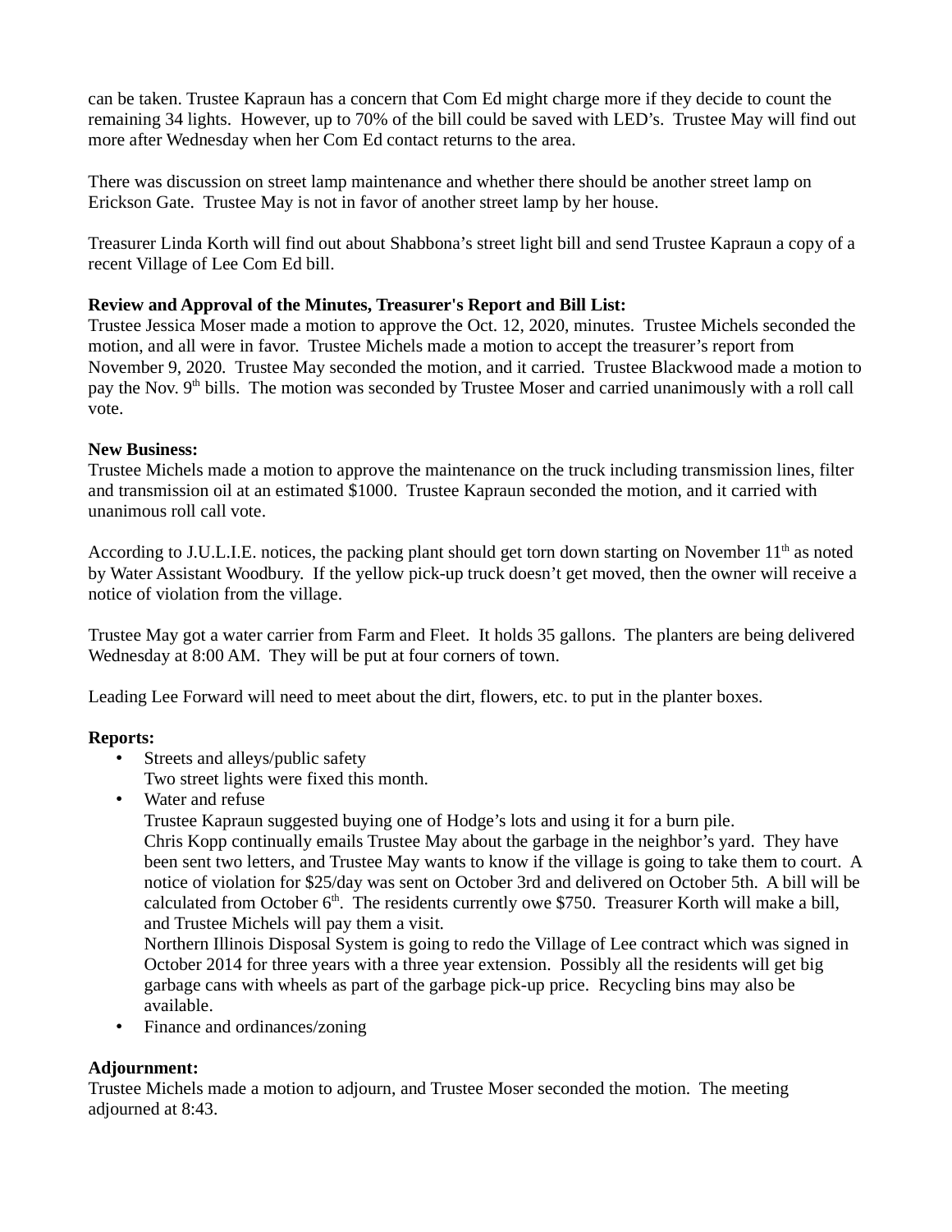can be taken. Trustee Kapraun has a concern that Com Ed might charge more if they decide to count the remaining 34 lights. However, up to 70% of the bill could be saved with LED's. Trustee May will find out more after Wednesday when her Com Ed contact returns to the area.

There was discussion on street lamp maintenance and whether there should be another street lamp on Erickson Gate. Trustee May is not in favor of another street lamp by her house.

Treasurer Linda Korth will find out about Shabbona's street light bill and send Trustee Kapraun a copy of a recent Village of Lee Com Ed bill.

**Review and Approval of the Minutes, Treasurer's Report and Bill List:**
Trustee Jessica Moser made a motion to approve the Oct. 12, 2020, minutes. Trustee Michels seconded the motion, and all were in favor. Trustee Michels made a motion to accept the treasurer's report from November 9, 2020. Trustee May seconded the motion, and it carried. Trustee Blackwood made a motion to pay the Nov. 9th bills. The motion was seconded by Trustee Moser and carried unanimously with a roll call vote.

**New Business:**
Trustee Michels made a motion to approve the maintenance on the truck including transmission lines, filter and transmission oil at an estimated $1000. Trustee Kapraun seconded the motion, and it carried with unanimous roll call vote.

According to J.U.L.I.E. notices, the packing plant should get torn down starting on November 11th as noted by Water Assistant Woodbury. If the yellow pick-up truck doesn't get moved, then the owner will receive a notice of violation from the village.

Trustee May got a water carrier from Farm and Fleet. It holds 35 gallons. The planters are being delivered Wednesday at 8:00 AM. They will be put at four corners of town.

Leading Lee Forward will need to meet about the dirt, flowers, etc. to put in the planter boxes.

**Reports:**

- Streets and alleys/public safety
  Two street lights were fixed this month.
- Water and refuse
  Trustee Kapraun suggested buying one of Hodge's lots and using it for a burn pile.
  Chris Kopp continually emails Trustee May about the garbage in the neighbor's yard. They have been sent two letters, and Trustee May wants to know if the village is going to take them to court. A notice of violation for $25/day was sent on October 3rd and delivered on October 5th. A bill will be calculated from October 6th. The residents currently owe $750. Treasurer Korth will make a bill, and Trustee Michels will pay them a visit.
  Northern Illinois Disposal System is going to redo the Village of Lee contract which was signed in October 2014 for three years with a three year extension. Possibly all the residents will get big garbage cans with wheels as part of the garbage pick-up price. Recycling bins may also be available.
- Finance and ordinances/zoning

**Adjournment:**
Trustee Michels made a motion to adjourn, and Trustee Moser seconded the motion. The meeting adjourned at 8:43.